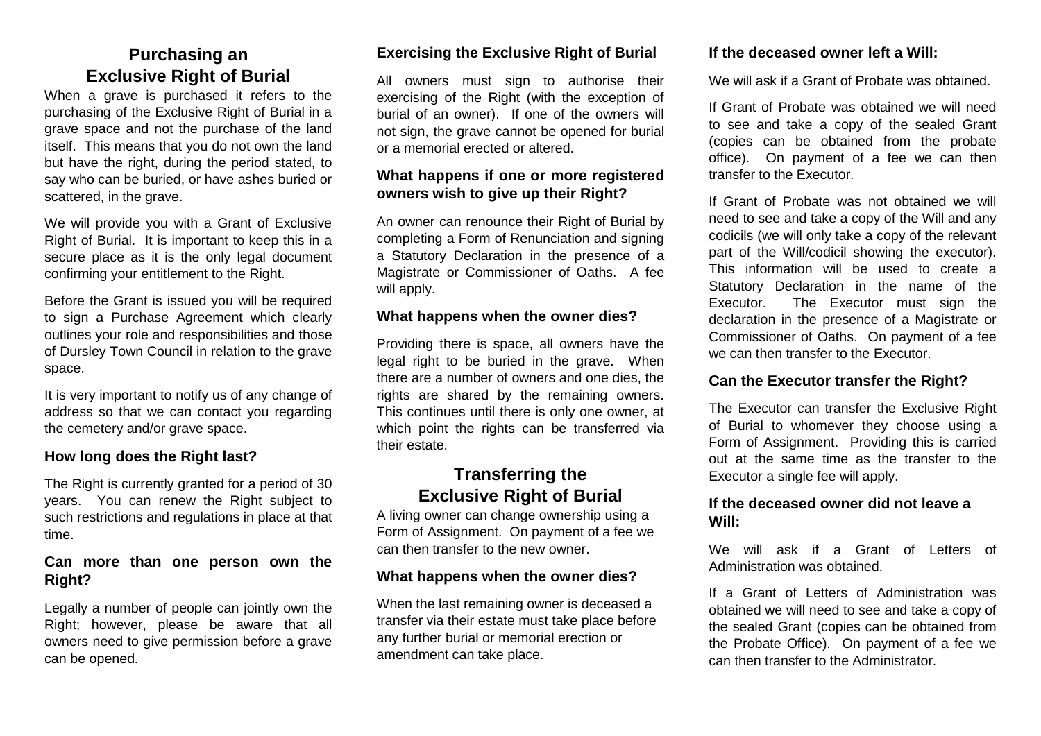## Purchasing an Exclusive Right of Burial

When a grave is purchased it refers to the purchasing of the Exclusive Right of Burial in a grave space and not the purchase of the land itself. This means that you do not own the land but have the right, during the period stated, to say who can be buried, or have ashes buried or scattered, in the grave.

We will provide you with a Grant of Exclusive Right of Burial. It is important to keep this in a secure place as it is the only legal document confirming your entitlement to the Right.

Before the Grant is issued you will be required to sign a Purchase Agreement which clearly outlines your role and responsibilities and those of Dursley Town Council in relation to the grave space.

It is very important to notify us of any change of address so that we can contact you regarding the cemetery and/or grave space.

### How long does the Right last?

The Right is currently granted for a period of 30 years. You can renew the Right subject to such restrictions and regulations in place at that time.

### Can more than one person own the Right?

Legally a number of people can jointly own the Right; however, please be aware that all owners need to give permission before a grave can be opened.

### Exercising the Exclusive Right of Burial

All owners must sign to authorise their exercising of the Right (with the exception of burial of an owner). If one of the owners will not sign, the grave cannot be opened for burial or a memorial erected or altered.

### What happens if one or more registered owners wish to give up their Right?

An owner can renounce their Right of Burial by completing a Form of Renunciation and signing a Statutory Declaration in the presence of a Magistrate or Commissioner of Oaths. A fee will apply.

### What happens when the owner dies?

Providing there is space, all owners have the legal right to be buried in the grave. When there are a number of owners and one dies, the rights are shared by the remaining owners. This continues until there is only one owner, at which point the rights can be transferred via their estate.

## Transferring the Exclusive Right of Burial

A living owner can change ownership using a Form of Assignment. On payment of a fee we can then transfer to the new owner.

### What happens when the owner dies?

When the last remaining owner is deceased a transfer via their estate must take place before any further burial or memorial erection or amendment can take place.

### If the deceased owner left a Will:

We will ask if a Grant of Probate was obtained.

If Grant of Probate was obtained we will need to see and take a copy of the sealed Grant (copies can be obtained from the probate office). On payment of a fee we can then transfer to the Executor.

If Grant of Probate was not obtained we will need to see and take a copy of the Will and any codicils (we will only take a copy of the relevant part of the Will/codicil showing the executor). This information will be used to create a Statutory Declaration in the name of the Executor. The Executor must sign the declaration in the presence of a Magistrate or Commissioner of Oaths. On payment of a fee we can then transfer to the Executor.

### Can the Executor transfer the Right?

The Executor can transfer the Exclusive Right of Burial to whomever they choose using a Form of Assignment. Providing this is carried out at the same time as the transfer to the Executor a single fee will apply.

### If the deceased owner did not leave a Will:

We will ask if a Grant of Letters of Administration was obtained.

If a Grant of Letters of Administration was obtained we will need to see and take a copy of the sealed Grant (copies can be obtained from the Probate Office). On payment of a fee we can then transfer to the Administrator.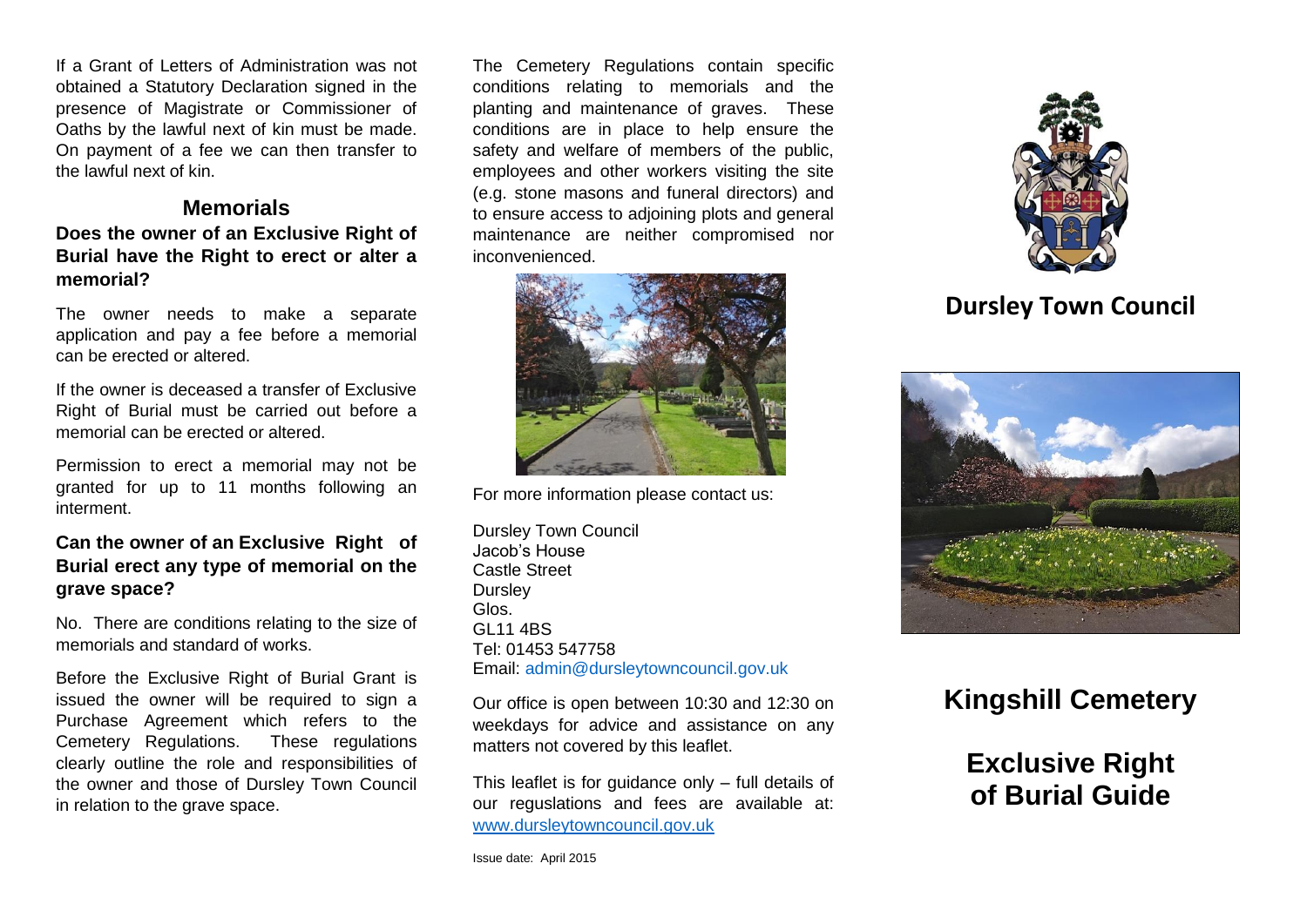If a Grant of Letters of Administration was not obtained a Statutory Declaration signed in the presence of Magistrate or Commissioner of Oaths by the lawful next of kin must be made. On payment of a fee we can then transfer to the lawful next of kin.

## Memorials

### Does the owner of an Exclusive Right of Burial have the Right to erect or alter a memorial?

The owner needs to make a separate application and pay a fee before a memorial can be erected or altered.

If the owner is deceased a transfer of Exclusive Right of Burial must be carried out before a memorial can be erected or altered.

Permission to erect a memorial may not be granted for up to 11 months following an interment.

### Can the owner of an Exclusive Right of Burial erect any type of memorial on the grave space?

No. There are conditions relating to the size of memorials and standard of works.

Before the Exclusive Right of Burial Grant is issued the owner will be required to sign a Purchase Agreement which refers to the Cemetery Regulations. These regulations clearly outline the role and responsibilities of the owner and those of Dursley Town Council in relation to the grave space.

The Cemetery Regulations contain specific conditions relating to memorials and the planting and maintenance of graves. These conditions are in place to help ensure the safety and welfare of members of the public, employees and other workers visiting the site (e.g. stone masons and funeral directors) and to ensure access to adjoining plots and general maintenance are neither compromised nor inconvenienced.

For more information please contact us:

Dursley Town Council
Jacob's House
Castle Street
Dursley
Glos.
GL11 4BS
Tel: 01453 547758
Email: admin@dursleytowncouncil.gov.uk

Our office is open between 10:30 and 12:30 on weekdays for advice and assistance on any matters not covered by this leaflet.

This leaflet is for guidance only – full details of our regulations and fees are available at: www.dursleytowncouncil.gov.uk

Issue date: April 2015

**Dursley Town Council**

# Kingshill Cemetery

# Exclusive Right of Burial Guide